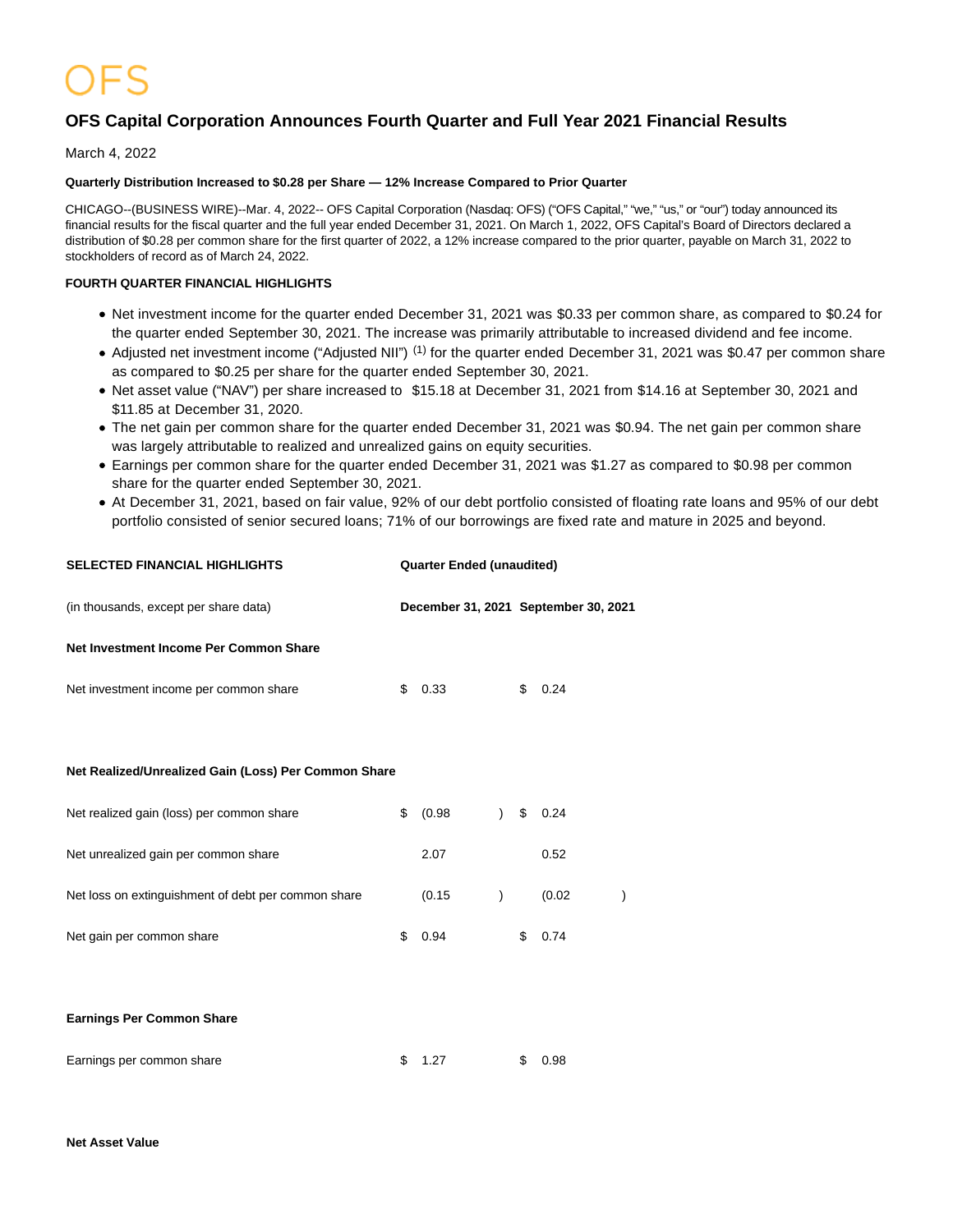OFS

# OFS Capital Corporation Announces Fourth Quarter and Full Year 2021 Financial Results

March 4, 2022

**Quarterly Distribution Increased to $0.28 per Share — 12% Increase Compared to Prior Quarter**

CHICAGO--(BUSINESS WIRE)--Mar. 4, 2022-- OFS Capital Corporation (Nasdaq: OFS) ("OFS Capital," "we," "us," or "our") today announced its financial results for the fiscal quarter and the full year ended December 31, 2021. On March 1, 2022, OFS Capital's Board of Directors declared a distribution of $0.28 per common share for the first quarter of 2022, a 12% increase compared to the prior quarter, payable on March 31, 2022 to stockholders of record as of March 24, 2022.

**FOURTH QUARTER FINANCIAL HIGHLIGHTS**

- Net investment income for the quarter ended December 31, 2021 was $0.33 per common share, as compared to $0.24 for the quarter ended September 30, 2021. The increase was primarily attributable to increased dividend and fee income.
- Adjusted net investment income ("Adjusted NII") [1] for the quarter ended December 31, 2021 was $0.47 per common share as compared to $0.25 per share for the quarter ended September 30, 2021.
- Net asset value ("NAV") per share increased to $15.18 at December 31, 2021 from $14.16 at September 30, 2021 and $11.85 at December 31, 2020.
- The net gain per common share for the quarter ended December 31, 2021 was $0.94. The net gain per common share was largely attributable to realized and unrealized gains on equity securities.
- Earnings per common share for the quarter ended December 31, 2021 was $1.27 as compared to $0.98 per common share for the quarter ended September 30, 2021.
- At December 31, 2021, based on fair value, 92% of our debt portfolio consisted of floating rate loans and 95% of our debt portfolio consisted of senior secured loans; 71% of our borrowings are fixed rate and mature in 2025 and beyond.

| **SELECTED FINANCIAL HIGHLIGHTS** | **Quarter Ended (unaudited)** | |
|---|---|---|
| (in thousands, except per share data) | **December 31, 2021** | **September 30, 2021** |
| **Net Investment Income Per Common Share** | | |
| Net investment income per common share | $ 0.33 | $ 0.24 |
| **Net Realized/Unrealized Gain (Loss) Per Common Share** | | |
| Net realized gain (loss) per common share | $ (0.98) | $ 0.24 |
| Net unrealized gain per common share | 2.07 | 0.52 |
| Net loss on extinguishment of debt per common share | (0.15) | (0.02) |
| Net gain per common share | $ 0.94 | $ 0.74 |
| **Earnings Per Common Share** | | |
| Earnings per common share | $ 1.27 | $ 0.98 |
| **Net Asset Value** | | |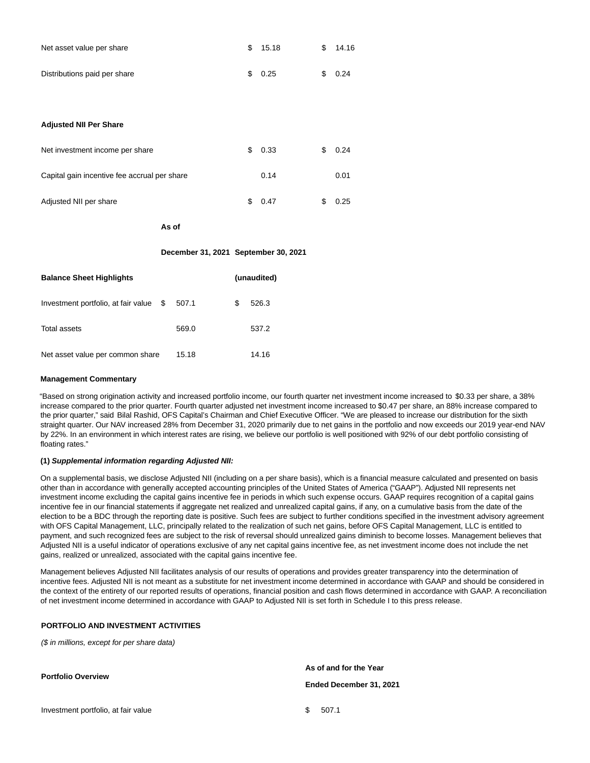| | | |
|---|---|---|
| Net asset value per share | $ 15.18 | $ 14.16 |
| Distributions paid per share | $ 0.25 | $ 0.24 |
| | | |
| **Adjusted NII Per Share** | | |
| Net investment income per share | $ 0.33 | $ 0.24 |
| Capital gain incentive fee accrual per share | 0.14 | 0.01 |
| Adjusted NII per share | $ 0.47 | $ 0.25 |

| | As of | |
|---|---|---|
| | **December 31, 2021** | **September 30, 2021** |
| **Balance Sheet Highlights** | | **(unaudited)** |
| Investment portfolio, at fair value | $ 507.1 | $ 526.3 |
| Total assets | 569.0 | 537.2 |
| Net asset value per common share | 15.18 | 14.16 |

**Management Commentary**

"Based on strong origination activity and increased portfolio income, our fourth quarter net investment income increased to $0.33 per share, a 38% increase compared to the prior quarter. Fourth quarter adjusted net investment income increased to $0.47 per share, an 88% increase compared to the prior quarter," said Bilal Rashid, OFS Capital's Chairman and Chief Executive Officer. "We are pleased to increase our distribution for the sixth straight quarter. Our NAV increased 28% from December 31, 2020 primarily due to net gains in the portfolio and now exceeds our 2019 year-end NAV by 22%. In an environment in which interest rates are rising, we believe our portfolio is well positioned with 92% of our debt portfolio consisting of floating rates."

**(1)** ***Supplemental information regarding Adjusted NII:***

On a supplemental basis, we disclose Adjusted NII (including on a per share basis), which is a financial measure calculated and presented on basis other than in accordance with generally accepted accounting principles of the United States of America ("GAAP"). Adjusted NII represents net investment income excluding the capital gains incentive fee in periods in which such expense occurs. GAAP requires recognition of a capital gains incentive fee in our financial statements if aggregate net realized and unrealized capital gains, if any, on a cumulative basis from the date of the election to be a BDC through the reporting date is positive. Such fees are subject to further conditions specified in the investment advisory agreement with OFS Capital Management, LLC, principally related to the realization of such net gains, before OFS Capital Management, LLC is entitled to payment, and such recognized fees are subject to the risk of reversal should unrealized gains diminish to become losses. Management believes that Adjusted NII is a useful indicator of operations exclusive of any net capital gains incentive fee, as net investment income does not include the net gains, realized or unrealized, associated with the capital gains incentive fee.

Management believes Adjusted NII facilitates analysis of our results of operations and provides greater transparency into the determination of incentive fees. Adjusted NII is not meant as a substitute for net investment income determined in accordance with GAAP and should be considered in the context of the entirety of our reported results of operations, financial position and cash flows determined in accordance with GAAP. A reconciliation of net investment income determined in accordance with GAAP to Adjusted NII is set forth in Schedule I to this press release.

**PORTFOLIO AND INVESTMENT ACTIVITIES**

*($ in millions, except for per share data)*

| **Portfolio Overview** | **As of and for the Year Ended December 31, 2021** |
|---|---|
| Investment portfolio, at fair value | $ 507.1 |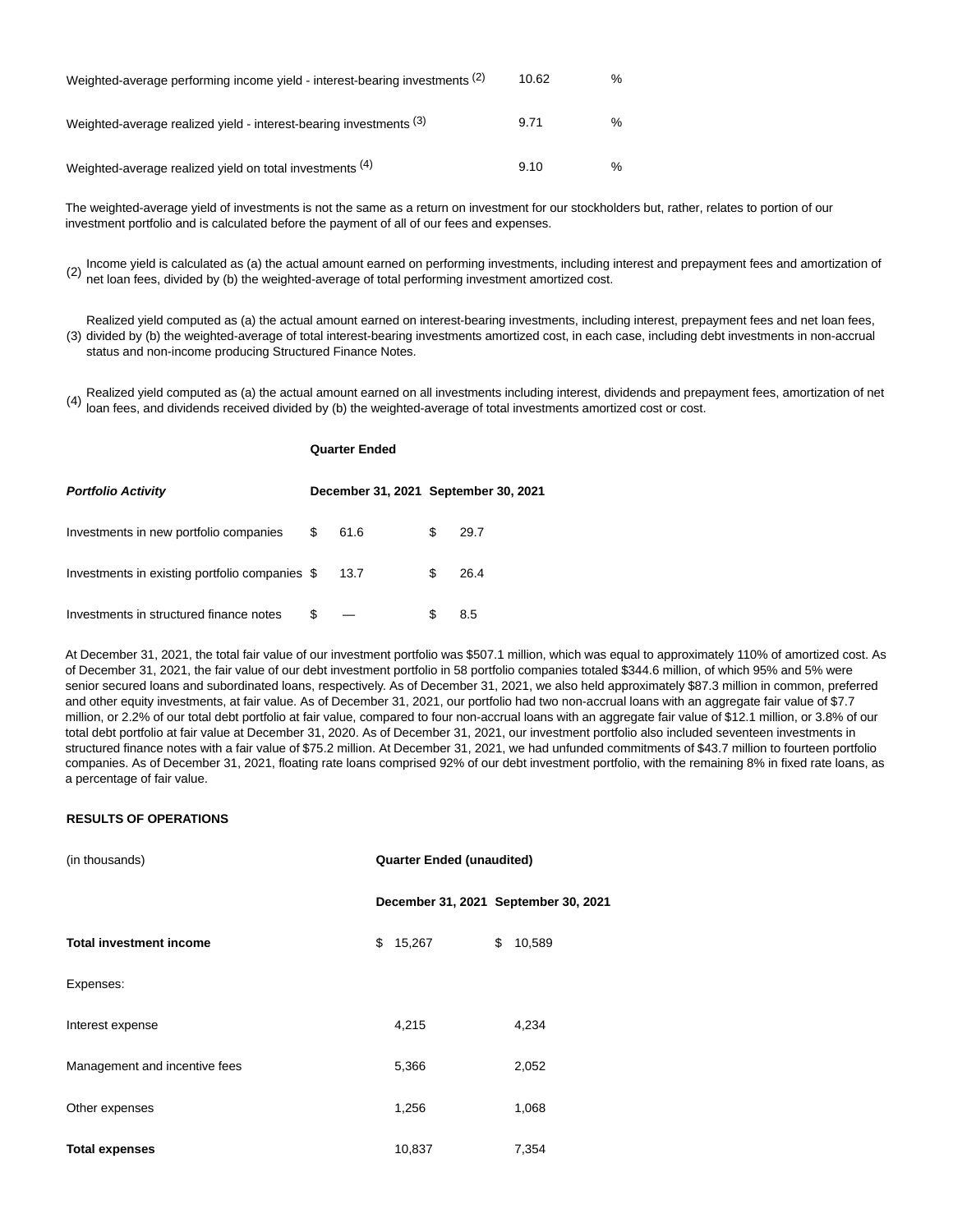| | | |
|---|---|---|
| Weighted-average performing income yield - interest-bearing investments [2] | 10.62 | % |
| Weighted-average realized yield - interest-bearing investments [3] | 9.71 | % |
| Weighted-average realized yield on total investments [4] | 9.10 | % |

The weighted-average yield of investments is not the same as a return on investment for our stockholders but, rather, relates to portion of our investment portfolio and is calculated before the payment of all of our fees and expenses.

(2) Income yield is calculated as (a) the actual amount earned on performing investments, including interest and prepayment fees and amortization of net loan fees, divided by (b) the weighted-average of total performing investment amortized cost.

(3) Realized yield computed as (a) the actual amount earned on interest-bearing investments, including interest, prepayment fees and net loan fees, divided by (b) the weighted-average of total interest-bearing investments amortized cost, in each case, including debt investments in non-accrual status and non-income producing Structured Finance Notes.

(4) Realized yield computed as (a) the actual amount earned on all investments including interest, dividends and prepayment fees, amortization of net loan fees, and dividends received divided by (b) the weighted-average of total investments amortized cost or cost.

| | Quarter Ended | |
|---|---|---|
| ***Portfolio Activity*** | **December 31, 2021** | **September 30, 2021** |
| Investments in new portfolio companies | $ 61.6 | $ 29.7 |
| Investments in existing portfolio companies | $ 13.7 | $ 26.4 |
| Investments in structured finance notes | $ — | $ 8.5 |

At December 31, 2021, the total fair value of our investment portfolio was $507.1 million, which was equal to approximately 110% of amortized cost. As of December 31, 2021, the fair value of our debt investment portfolio in 58 portfolio companies totaled $344.6 million, of which 95% and 5% were senior secured loans and subordinated loans, respectively. As of December 31, 2021, we also held approximately $87.3 million in common, preferred and other equity investments, at fair value. As of December 31, 2021, our portfolio had two non-accrual loans with an aggregate fair value of $7.7 million, or 2.2% of our total debt portfolio at fair value, compared to four non-accrual loans with an aggregate fair value of $12.1 million, or 3.8% of our total debt portfolio at fair value at December 31, 2020. As of December 31, 2021, our investment portfolio also included seventeen investments in structured finance notes with a fair value of $75.2 million. At December 31, 2021, we had unfunded commitments of $43.7 million to fourteen portfolio companies. As of December 31, 2021, floating rate loans comprised 92% of our debt investment portfolio, with the remaining 8% in fixed rate loans, as a percentage of fair value.

**RESULTS OF OPERATIONS**

| (in thousands) | Quarter Ended (unaudited) | |
|---|---|---|
| | **December 31, 2021** | **September 30, 2021** |
| **Total investment income** | $ 15,267 | $ 10,589 |
| Expenses: | | |
| Interest expense | 4,215 | 4,234 |
| Management and incentive fees | 5,366 | 2,052 |
| Other expenses | 1,256 | 1,068 |
| **Total expenses** | 10,837 | 7,354 |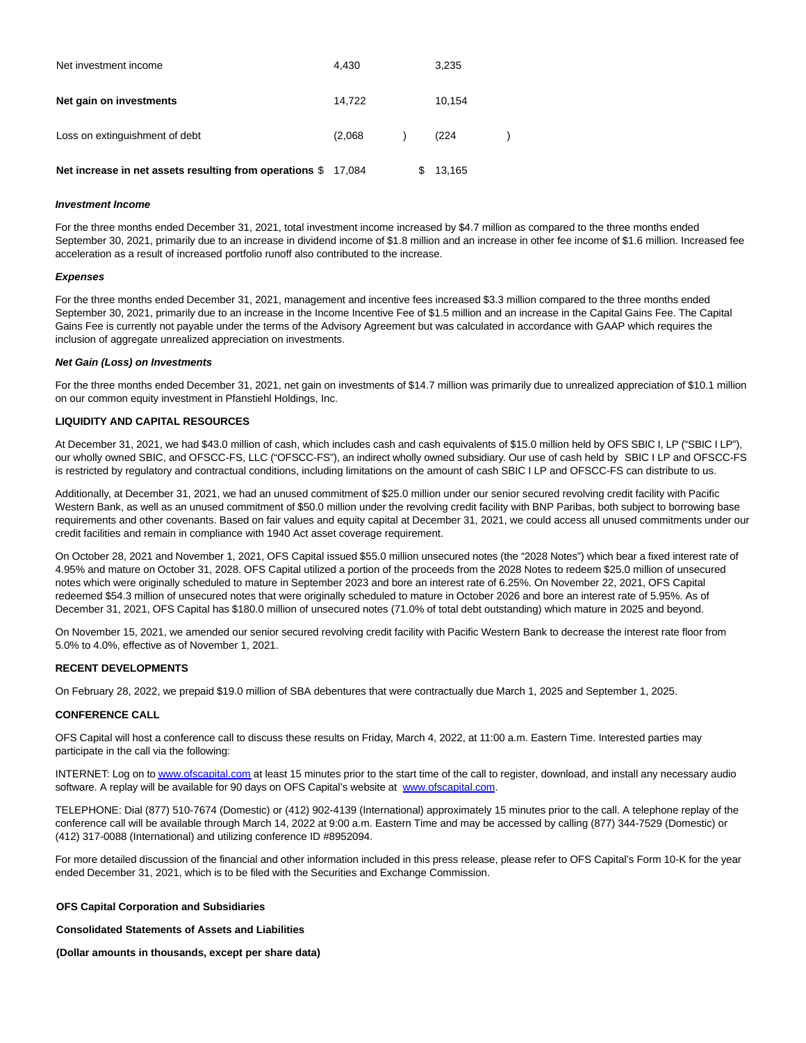| | | |
|---|---|---|
| Net investment income | 4,430 | 3,235 |
| **Net gain on investments** | 14,722 | 10,154 |
| Loss on extinguishment of debt | (2,068) | (224) |
| **Net increase in net assets resulting from operations** | $ 17,084 | $ 13,165 |

***Investment Income***

For the three months ended December 31, 2021, total investment income increased by $4.7 million as compared to the three months ended September 30, 2021, primarily due to an increase in dividend income of $1.8 million and an increase in other fee income of $1.6 million. Increased fee acceleration as a result of increased portfolio runoff also contributed to the increase.

***Expenses***

For the three months ended December 31, 2021, management and incentive fees increased $3.3 million compared to the three months ended September 30, 2021, primarily due to an increase in the Income Incentive Fee of $1.5 million and an increase in the Capital Gains Fee. The Capital Gains Fee is currently not payable under the terms of the Advisory Agreement but was calculated in accordance with GAAP which requires the inclusion of aggregate unrealized appreciation on investments.

***Net Gain (Loss) on Investments***

For the three months ended December 31, 2021, net gain on investments of $14.7 million was primarily due to unrealized appreciation of $10.1 million on our common equity investment in Pfanstiehl Holdings, Inc.

**LIQUIDITY AND CAPITAL RESOURCES**

At December 31, 2021, we had $43.0 million of cash, which includes cash and cash equivalents of $15.0 million held by OFS SBIC I, LP ("SBIC I LP"), our wholly owned SBIC, and OFSCC-FS, LLC ("OFSCC-FS"), an indirect wholly owned subsidiary. Our use of cash held by SBIC I LP and OFSCC-FS is restricted by regulatory and contractual conditions, including limitations on the amount of cash SBIC I LP and OFSCC-FS can distribute to us.

Additionally, at December 31, 2021, we had an unused commitment of $25.0 million under our senior secured revolving credit facility with Pacific Western Bank, as well as an unused commitment of $50.0 million under the revolving credit facility with BNP Paribas, both subject to borrowing base requirements and other covenants. Based on fair values and equity capital at December 31, 2021, we could access all unused commitments under our credit facilities and remain in compliance with 1940 Act asset coverage requirement.

On October 28, 2021 and November 1, 2021, OFS Capital issued $55.0 million unsecured notes (the "2028 Notes") which bear a fixed interest rate of 4.95% and mature on October 31, 2028. OFS Capital utilized a portion of the proceeds from the 2028 Notes to redeem $25.0 million of unsecured notes which were originally scheduled to mature in September 2023 and bore an interest rate of 6.25%. On November 22, 2021, OFS Capital redeemed $54.3 million of unsecured notes that were originally scheduled to mature in October 2026 and bore an interest rate of 5.95%. As of December 31, 2021, OFS Capital has $180.0 million of unsecured notes (71.0% of total debt outstanding) which mature in 2025 and beyond.

On November 15, 2021, we amended our senior secured revolving credit facility with Pacific Western Bank to decrease the interest rate floor from 5.0% to 4.0%, effective as of November 1, 2021.

**RECENT DEVELOPMENTS**

On February 28, 2022, we prepaid $19.0 million of SBA debentures that were contractually due March 1, 2025 and September 1, 2025.

**CONFERENCE CALL**

OFS Capital will host a conference call to discuss these results on Friday, March 4, 2022, at 11:00 a.m. Eastern Time. Interested parties may participate in the call via the following:

INTERNET: Log on to www.ofscapital.com at least 15 minutes prior to the start time of the call to register, download, and install any necessary audio software. A replay will be available for 90 days on OFS Capital's website at www.ofscapital.com.

TELEPHONE: Dial (877) 510-7674 (Domestic) or (412) 902-4139 (International) approximately 15 minutes prior to the call. A telephone replay of the conference call will be available through March 14, 2022 at 9:00 a.m. Eastern Time and may be accessed by calling (877) 344-7529 (Domestic) or (412) 317-0088 (International) and utilizing conference ID #8952094.

For more detailed discussion of the financial and other information included in this press release, please refer to OFS Capital's Form 10-K for the year ended December 31, 2021, which is to be filed with the Securities and Exchange Commission.

**OFS Capital Corporation and Subsidiaries**

**Consolidated Statements of Assets and Liabilities**

**(Dollar amounts in thousands, except per share data)**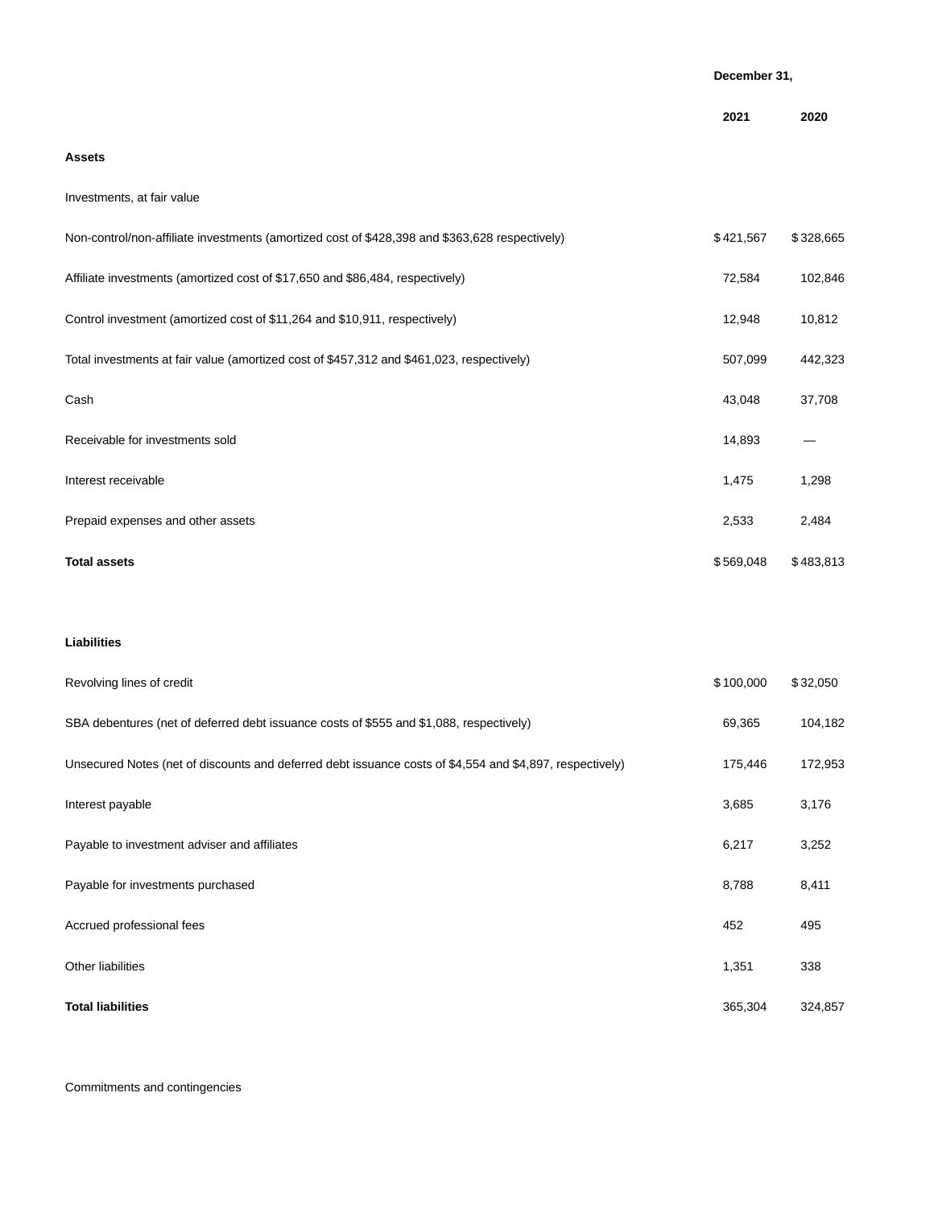| | December 31, | |
|---|---|---|
| | 2021 | 2020 |
| **Assets** | | |
| Investments, at fair value | | |
| Non-control/non-affiliate investments (amortized cost of $428,398 and $363,628 respectively) | $421,567 | $328,665 |
| Affiliate investments (amortized cost of $17,650 and $86,484, respectively) | 72,584 | 102,846 |
| Control investment (amortized cost of $11,264 and $10,911, respectively) | 12,948 | 10,812 |
| Total investments at fair value (amortized cost of $457,312 and $461,023, respectively) | 507,099 | 442,323 |
| Cash | 43,048 | 37,708 |
| Receivable for investments sold | 14,893 | — |
| Interest receivable | 1,475 | 1,298 |
| Prepaid expenses and other assets | 2,533 | 2,484 |
| **Total assets** | $569,048 | $483,813 |
| | | |
| **Liabilities** | | |
| Revolving lines of credit | $100,000 | $32,050 |
| SBA debentures (net of deferred debt issuance costs of $555 and $1,088, respectively) | 69,365 | 104,182 |
| Unsecured Notes (net of discounts and deferred debt issuance costs of $4,554 and $4,897, respectively) | 175,446 | 172,953 |
| Interest payable | 3,685 | 3,176 |
| Payable to investment adviser and affiliates | 6,217 | 3,252 |
| Payable for investments purchased | 8,788 | 8,411 |
| Accrued professional fees | 452 | 495 |
| Other liabilities | 1,351 | 338 |
| **Total liabilities** | 365,304 | 324,857 |
| | | |
| Commitments and contingencies | | |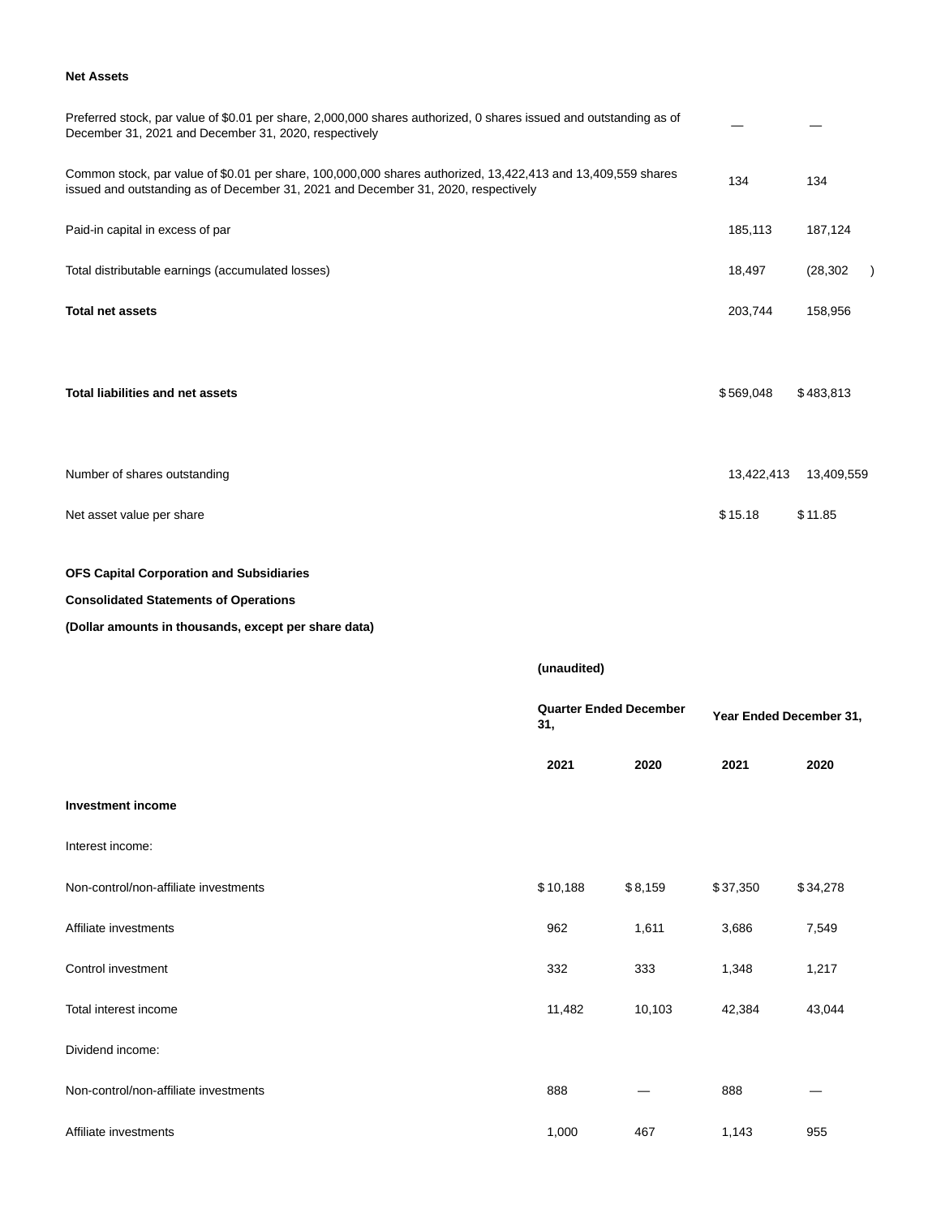**Net Assets**

| | | |
|---|---|---|
| Preferred stock, par value of $0.01 per share, 2,000,000 shares authorized, 0 shares issued and outstanding as of December 31, 2021 and December 31, 2020, respectively | — | — |
| Common stock, par value of $0.01 per share, 100,000,000 shares authorized, 13,422,413 and 13,409,559 shares issued and outstanding as of December 31, 2021 and December 31, 2020, respectively | 134 | 134 |
| Paid-in capital in excess of par | 185,113 | 187,124 |
| Total distributable earnings (accumulated losses) | 18,497 | (28,302) |
| **Total net assets** | 203,744 | 158,956 |
| | | |
| **Total liabilities and net assets** | $569,048 | $483,813 |
| | | |
| Number of shares outstanding | 13,422,413 | 13,409,559 |
| Net asset value per share | $15.18 | $11.85 |

**OFS Capital Corporation and Subsidiaries**

**Consolidated Statements of Operations**

**(Dollar amounts in thousands, except per share data)**

| | **(unaudited)** | | | |
|---|---|---|---|---|
| | **Quarter Ended December 31,** | | **Year Ended December 31,** | |
| | **2021** | **2020** | **2021** | **2020** |
| **Investment income** | | | | |
| Interest income: | | | | |
| Non-control/non-affiliate investments | $10,188 | $8,159 | $37,350 | $34,278 |
| Affiliate investments | 962 | 1,611 | 3,686 | 7,549 |
| Control investment | 332 | 333 | 1,348 | 1,217 |
| Total interest income | 11,482 | 10,103 | 42,384 | 43,044 |
| Dividend income: | | | | |
| Non-control/non-affiliate investments | 888 | — | 888 | — |
| Affiliate investments | 1,000 | 467 | 1,143 | 955 |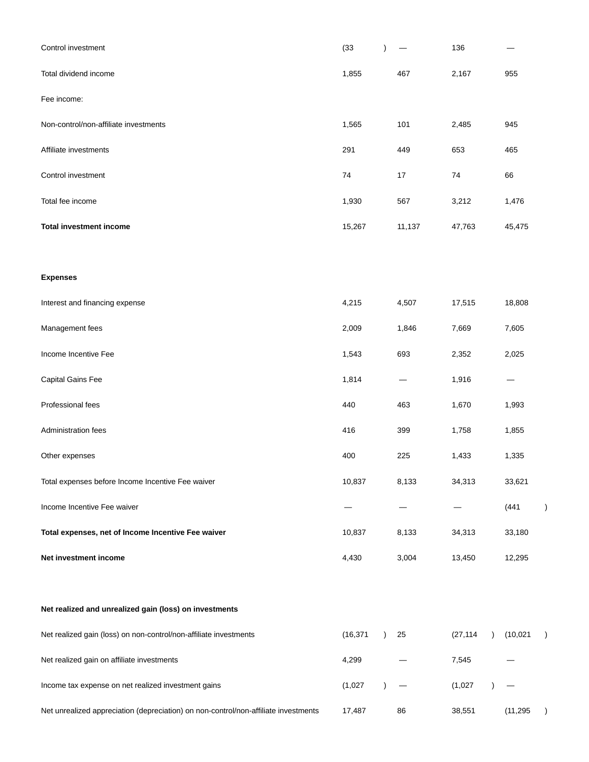| | | | | |
|---|---|---|---|---|
| Control investment | (33) | — | 136 | — |
| Total dividend income | 1,855 | 467 | 2,167 | 955 |
| Fee income: | | | | |
| Non-control/non-affiliate investments | 1,565 | 101 | 2,485 | 945 |
| Affiliate investments | 291 | 449 | 653 | 465 |
| Control investment | 74 | 17 | 74 | 66 |
| Total fee income | 1,930 | 567 | 3,212 | 1,476 |
| **Total investment income** | 15,267 | 11,137 | 47,763 | 45,475 |
| | | | | |
| **Expenses** | | | | |
| Interest and financing expense | 4,215 | 4,507 | 17,515 | 18,808 |
| Management fees | 2,009 | 1,846 | 7,669 | 7,605 |
| Income Incentive Fee | 1,543 | 693 | 2,352 | 2,025 |
| Capital Gains Fee | 1,814 | — | 1,916 | — |
| Professional fees | 440 | 463 | 1,670 | 1,993 |
| Administration fees | 416 | 399 | 1,758 | 1,855 |
| Other expenses | 400 | 225 | 1,433 | 1,335 |
| Total expenses before Income Incentive Fee waiver | 10,837 | 8,133 | 34,313 | 33,621 |
| Income Incentive Fee waiver | — | — | — | (441) |
| **Total expenses, net of Income Incentive Fee waiver** | 10,837 | 8,133 | 34,313 | 33,180 |
| **Net investment income** | 4,430 | 3,004 | 13,450 | 12,295 |
| | | | | |
| **Net realized and unrealized gain (loss) on investments** | | | | |
| Net realized gain (loss) on non-control/non-affiliate investments | (16,371) | 25 | (27,114) | (10,021) |
| Net realized gain on affiliate investments | 4,299 | — | 7,545 | — |
| Income tax expense on net realized investment gains | (1,027) | — | (1,027) | — |
| Net unrealized appreciation (depreciation) on non-control/non-affiliate investments | 17,487 | 86 | 38,551 | (11,295) |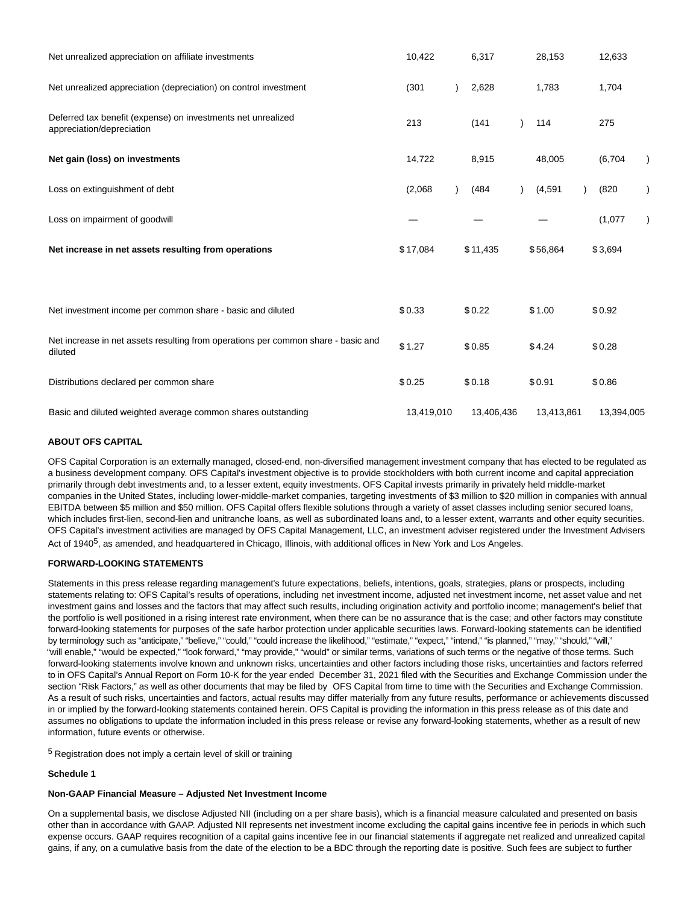| | | | | |
|---|---|---|---|---|
| Net unrealized appreciation on affiliate investments | 10,422 | 6,317 | 28,153 | 12,633 |
| Net unrealized appreciation (depreciation) on control investment | (301 ) | 2,628 | 1,783 | 1,704 |
| Deferred tax benefit (expense) on investments net unrealized appreciation/depreciation | 213 | (141 ) | 114 | 275 |
| **Net gain (loss) on investments** | 14,722 | 8,915 | 48,005 | (6,704 ) |
| Loss on extinguishment of debt | (2,068 ) | (484 ) | (4,591 ) | (820 ) |
| Loss on impairment of goodwill | — | — | — | (1,077 ) |
| **Net increase in net assets resulting from operations** | $ 17,084 | $ 11,435 | $ 56,864 | $ 3,694 |
| | | | | |
| Net investment income per common share - basic and diluted | $ 0.33 | $ 0.22 | $ 1.00 | $ 0.92 |
| Net increase in net assets resulting from operations per common share - basic and diluted | $ 1.27 | $ 0.85 | $ 4.24 | $ 0.28 |
| Distributions declared per common share | $ 0.25 | $ 0.18 | $ 0.91 | $ 0.86 |
| Basic and diluted weighted average common shares outstanding | 13,419,010 | 13,406,436 | 13,413,861 | 13,394,005 |

**ABOUT OFS CAPITAL**

OFS Capital Corporation is an externally managed, closed-end, non-diversified management investment company that has elected to be regulated as a business development company. OFS Capital's investment objective is to provide stockholders with both current income and capital appreciation primarily through debt investments and, to a lesser extent, equity investments. OFS Capital invests primarily in privately held middle-market companies in the United States, including lower-middle-market companies, targeting investments of $3 million to $20 million in companies with annual EBITDA between $5 million and $50 million. OFS Capital offers flexible solutions through a variety of asset classes including senior secured loans, which includes first-lien, second-lien and unitranche loans, as well as subordinated loans and, to a lesser extent, warrants and other equity securities. OFS Capital's investment activities are managed by OFS Capital Management, LLC, an investment adviser registered under the Investment Advisers Act of 1940[5], as amended, and headquartered in Chicago, Illinois, with additional offices in New York and Los Angeles.

**FORWARD-LOOKING STATEMENTS**

Statements in this press release regarding management's future expectations, beliefs, intentions, goals, strategies, plans or prospects, including statements relating to: OFS Capital's results of operations, including net investment income, adjusted net investment income, net asset value and net investment gains and losses and the factors that may affect such results, including origination activity and portfolio income; management's belief that the portfolio is well positioned in a rising interest rate environment, when there can be no assurance that is the case; and other factors may constitute forward-looking statements for purposes of the safe harbor protection under applicable securities laws. Forward-looking statements can be identified by terminology such as "anticipate," "believe," "could," "could increase the likelihood," "estimate," "expect," "intend," "is planned," "may," "should," "will," "will enable," "would be expected," "look forward," "may provide," "would" or similar terms, variations of such terms or the negative of those terms. Such forward-looking statements involve known and unknown risks, uncertainties and other factors including those risks, uncertainties and factors referred to in OFS Capital's Annual Report on Form 10-K for the year ended December 31, 2021 filed with the Securities and Exchange Commission under the section "Risk Factors," as well as other documents that may be filed by OFS Capital from time to time with the Securities and Exchange Commission. As a result of such risks, uncertainties and factors, actual results may differ materially from any future results, performance or achievements discussed in or implied by the forward-looking statements contained herein. OFS Capital is providing the information in this press release as of this date and assumes no obligations to update the information included in this press release or revise any forward-looking statements, whether as a result of new information, future events or otherwise.

[5] Registration does not imply a certain level of skill or training

**Schedule 1**

**Non-GAAP Financial Measure – Adjusted Net Investment Income**

On a supplemental basis, we disclose Adjusted NII (including on a per share basis), which is a financial measure calculated and presented on basis other than in accordance with GAAP. Adjusted NII represents net investment income excluding the capital gains incentive fee in periods in which such expense occurs. GAAP requires recognition of a capital gains incentive fee in our financial statements if aggregate net realized and unrealized capital gains, if any, on a cumulative basis from the date of the election to be a BDC through the reporting date is positive. Such fees are subject to further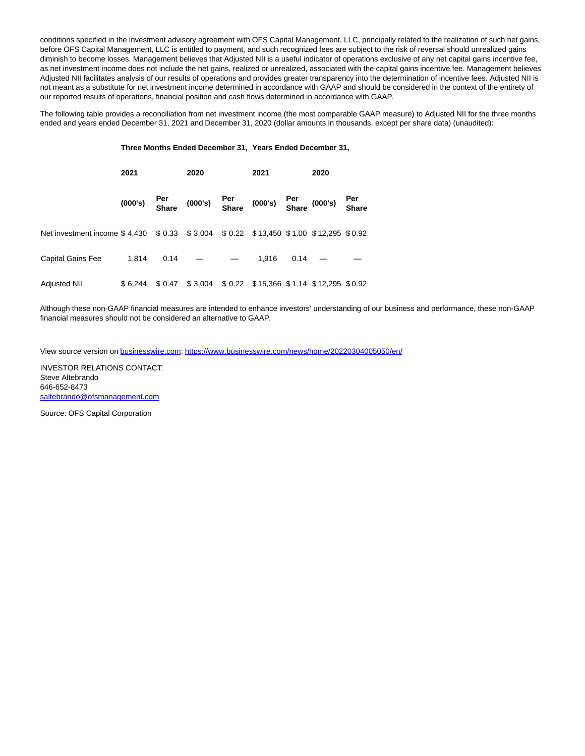conditions specified in the investment advisory agreement with OFS Capital Management, LLC, principally related to the realization of such net gains, before OFS Capital Management, LLC is entitled to payment, and such recognized fees are subject to the risk of reversal should unrealized gains diminish to become losses. Management believes that Adjusted NII is a useful indicator of operations exclusive of any net capital gains incentive fee, as net investment income does not include the net gains, realized or unrealized, associated with the capital gains incentive fee. Management believes Adjusted NII facilitates analysis of our results of operations and provides greater transparency into the determination of incentive fees. Adjusted NII is not meant as a substitute for net investment income determined in accordance with GAAP and should be considered in the context of the entirety of our reported results of operations, financial position and cash flows determined in accordance with GAAP.

The following table provides a reconciliation from net investment income (the most comparable GAAP measure) to Adjusted NII for the three months ended and years ended December 31, 2021 and December 31, 2020 (dollar amounts in thousands, except per share data) (unaudited):

| | Three Months Ended December 31, | | | | Years Ended December 31, | | | |
|---|---|---|---|---|---|---|---|---|
| | 2021 | | 2020 | | 2021 | | 2020 | |
| | (000's) | Per Share | (000's) | Per Share | (000's) | Per Share | (000's) | Per Share |
| Net investment income | $ 4,430 | $ 0.33 | $ 3,004 | $ 0.22 | $ 13,450 | $ 1.00 | $ 12,295 | $ 0.92 |
| Capital Gains Fee | 1,814 | 0.14 | — | — | 1,916 | 0.14 | — | — |
| Adjusted NII | $ 6,244 | $ 0.47 | $ 3,004 | $ 0.22 | $ 15,366 | $ 1.14 | $ 12,295 | $ 0.92 |

Although these non-GAAP financial measures are intended to enhance investors' understanding of our business and performance, these non-GAAP financial measures should not be considered an alternative to GAAP.

View source version on businesswire.com: https://www.businesswire.com/news/home/20220304005050/en/

INVESTOR RELATIONS CONTACT:
Steve Altebrando
646-652-8473
saltebrando@ofsmanagement.com

Source: OFS Capital Corporation